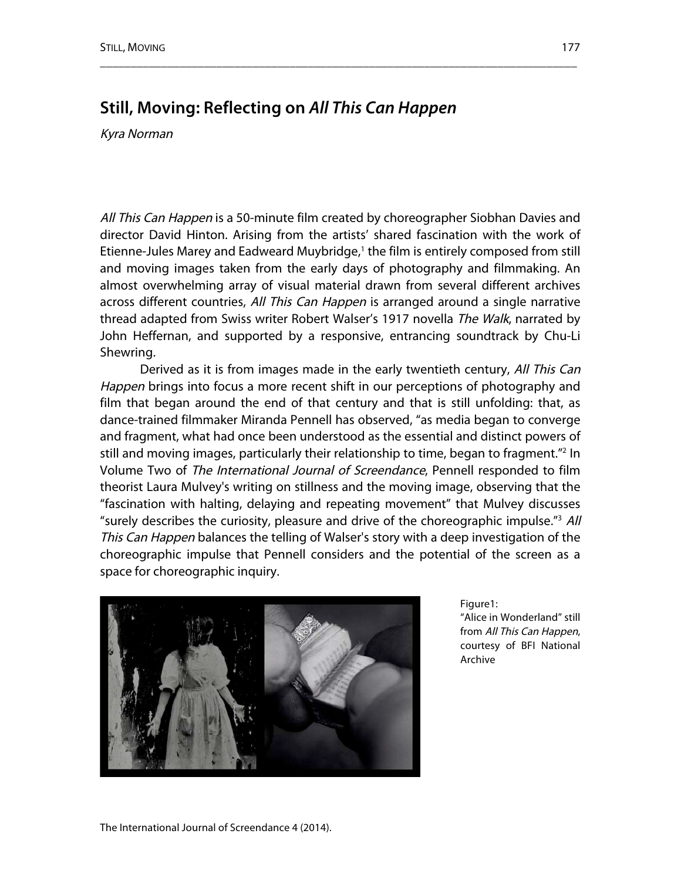# Still, Moving: Reflecting on *All This Can Happen*

*Kyra Norman*

*All This Can Happen* is a 50-minute film created by choreographer Siobhan Davies and director David Hinton. Arising from the artists' shared fascination with the work of Etienne-Jules Marey and Eadweard Muybridge,[1] the film is entirely composed from still and moving images taken from the early days of photography and filmmaking. An almost overwhelming array of visual material drawn from several different archives across different countries, *All This Can Happen* is arranged around a single narrative thread adapted from Swiss writer Robert Walser's 1917 novella *The Walk*, narrated by John Heffernan, and supported by a responsive, entrancing soundtrack by Chu-Li Shewring.

Derived as it is from images made in the early twentieth century, *All This Can Happen* brings into focus a more recent shift in our perceptions of photography and film that began around the end of that century and that is still unfolding: that, as dance-trained filmmaker Miranda Pennell has observed, "as media began to converge and fragment, what had once been understood as the essential and distinct powers of still and moving images, particularly their relationship to time, began to fragment."[2] In Volume Two of *The International Journal of Screendance*, Pennell responded to film theorist Laura Mulvey's writing on stillness and the moving image, observing that the "fascination with halting, delaying and repeating movement" that Mulvey discusses "surely describes the curiosity, pleasure and drive of the choreographic impulse."[3] *All This Can Happen* balances the telling of Walser's story with a deep investigation of the choreographic impulse that Pennell considers and the potential of the screen as a space for choreographic inquiry.

Figure1: "Alice in Wonderland" still from *All This Can Happen*, courtesy of BFI National Archive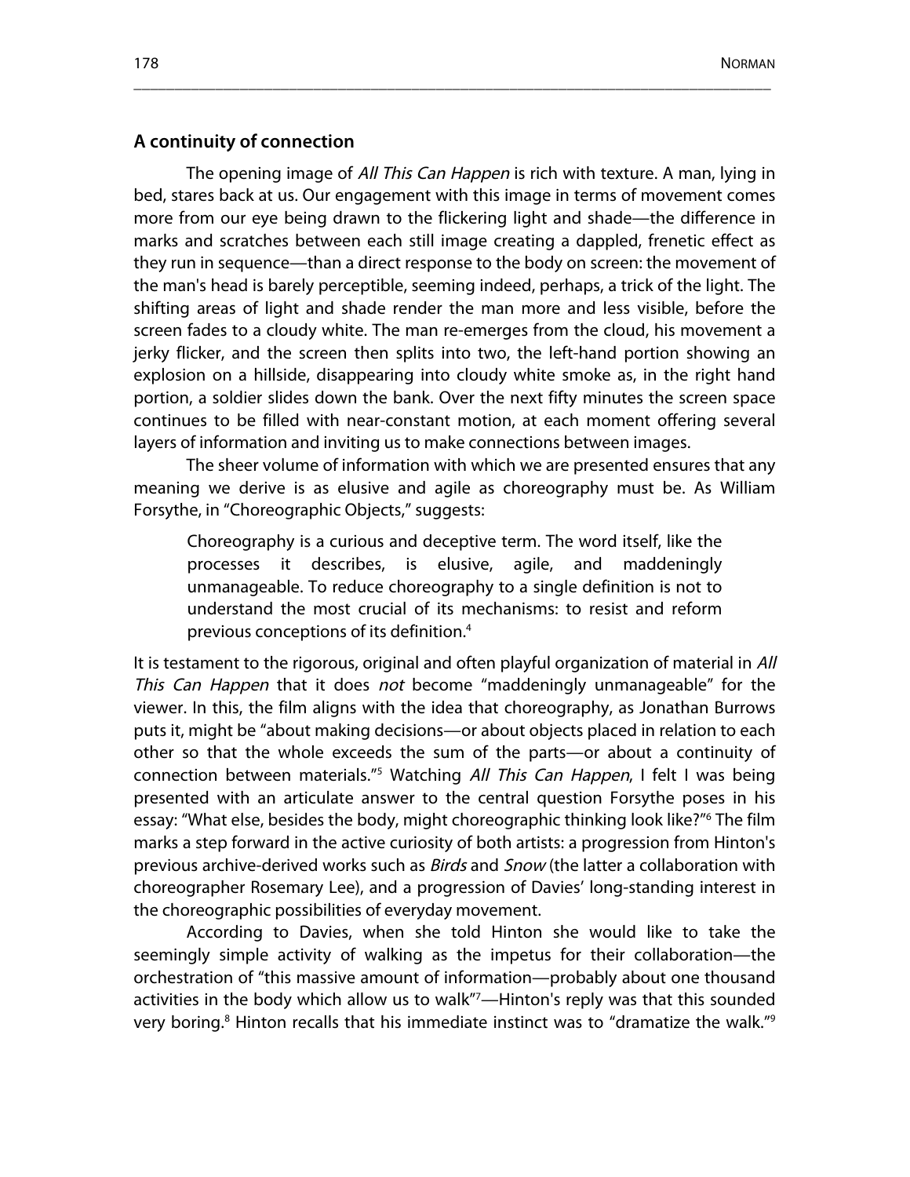## A continuity of connection

The opening image of *All This Can Happen* is rich with texture. A man, lying in bed, stares back at us. Our engagement with this image in terms of movement comes more from our eye being drawn to the flickering light and shade—the difference in marks and scratches between each still image creating a dappled, frenetic effect as they run in sequence—than a direct response to the body on screen: the movement of the man's head is barely perceptible, seeming indeed, perhaps, a trick of the light. The shifting areas of light and shade render the man more and less visible, before the screen fades to a cloudy white. The man re-emerges from the cloud, his movement a jerky flicker, and the screen then splits into two, the left-hand portion showing an explosion on a hillside, disappearing into cloudy white smoke as, in the right hand portion, a soldier slides down the bank. Over the next fifty minutes the screen space continues to be filled with near-constant motion, at each moment offering several layers of information and inviting us to make connections between images.

The sheer volume of information with which we are presented ensures that any meaning we derive is as elusive and agile as choreography must be. As William Forsythe, in "Choreographic Objects," suggests:

> Choreography is a curious and deceptive term. The word itself, like the processes it describes, is elusive, agile, and maddeningly unmanageable. To reduce choreography to a single definition is not to understand the most crucial of its mechanisms: to resist and reform previous conceptions of its definition.[4]

It is testament to the rigorous, original and often playful organization of material in *All This Can Happen* that it does *not* become "maddeningly unmanageable" for the viewer. In this, the film aligns with the idea that choreography, as Jonathan Burrows puts it, might be "about making decisions—or about objects placed in relation to each other so that the whole exceeds the sum of the parts—or about a continuity of connection between materials."[5] Watching *All This Can Happen*, I felt I was being presented with an articulate answer to the central question Forsythe poses in his essay: "What else, besides the body, might choreographic thinking look like?"[6] The film marks a step forward in the active curiosity of both artists: a progression from Hinton's previous archive-derived works such as *Birds* and *Snow* (the latter a collaboration with choreographer Rosemary Lee), and a progression of Davies' long-standing interest in the choreographic possibilities of everyday movement.

According to Davies, when she told Hinton she would like to take the seemingly simple activity of walking as the impetus for their collaboration—the orchestration of "this massive amount of information—probably about one thousand activities in the body which allow us to walk"[7]—Hinton's reply was that this sounded very boring.[8] Hinton recalls that his immediate instinct was to "dramatize the walk."[9]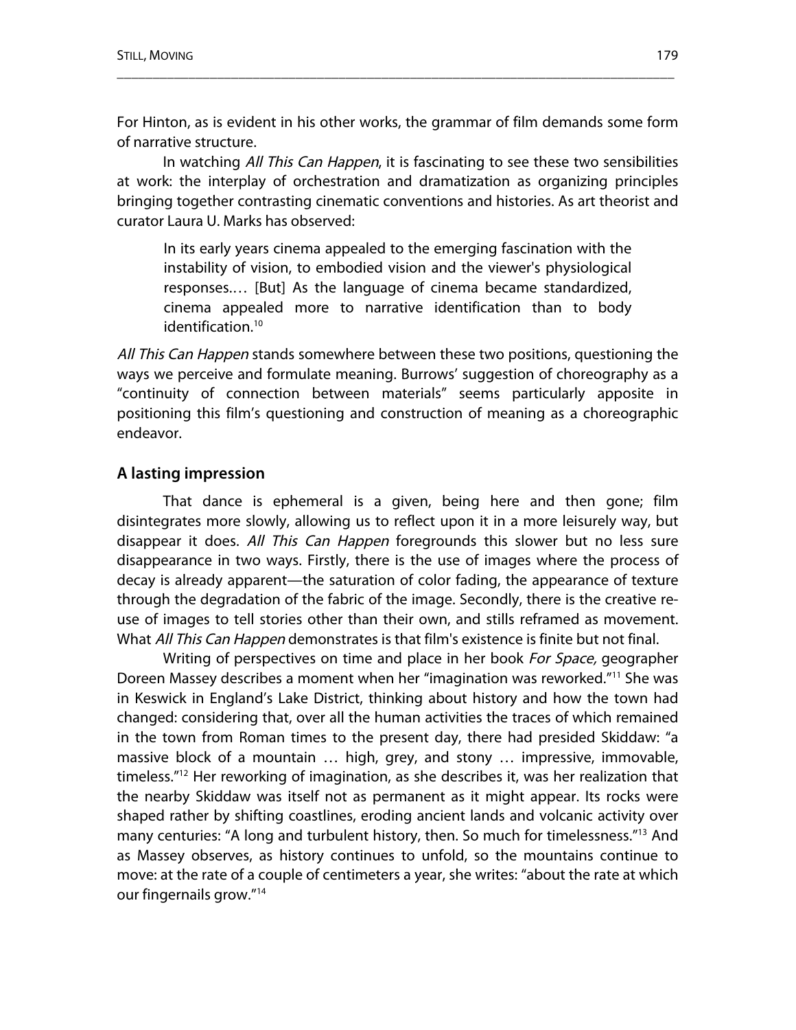For Hinton, as is evident in his other works, the grammar of film demands some form of narrative structure.

In watching *All This Can Happen*, it is fascinating to see these two sensibilities at work: the interplay of orchestration and dramatization as organizing principles bringing together contrasting cinematic conventions and histories. As art theorist and curator Laura U. Marks has observed:

> In its early years cinema appealed to the emerging fascination with the instability of vision, to embodied vision and the viewer's physiological responses.… [But] As the language of cinema became standardized, cinema appealed more to narrative identification than to body identification.[10]

*All This Can Happen* stands somewhere between these two positions, questioning the ways we perceive and formulate meaning. Burrows' suggestion of choreography as a "continuity of connection between materials" seems particularly apposite in positioning this film's questioning and construction of meaning as a choreographic endeavor.

## A lasting impression

That dance is ephemeral is a given, being here and then gone; film disintegrates more slowly, allowing us to reflect upon it in a more leisurely way, but disappear it does. *All This Can Happen* foregrounds this slower but no less sure disappearance in two ways. Firstly, there is the use of images where the process of decay is already apparent—the saturation of color fading, the appearance of texture through the degradation of the fabric of the image. Secondly, there is the creative re-use of images to tell stories other than their own, and stills reframed as movement. What *All This Can Happen* demonstrates is that film's existence is finite but not final.

Writing of perspectives on time and place in her book *For Space,* geographer Doreen Massey describes a moment when her "imagination was reworked."[11] She was in Keswick in England's Lake District, thinking about history and how the town had changed: considering that, over all the human activities the traces of which remained in the town from Roman times to the present day, there had presided Skiddaw: "a massive block of a mountain … high, grey, and stony … impressive, immovable, timeless."[12] Her reworking of imagination, as she describes it, was her realization that the nearby Skiddaw was itself not as permanent as it might appear. Its rocks were shaped rather by shifting coastlines, eroding ancient lands and volcanic activity over many centuries: "A long and turbulent history, then. So much for timelessness."[13] And as Massey observes, as history continues to unfold, so the mountains continue to move: at the rate of a couple of centimeters a year, she writes: "about the rate at which our fingernails grow."[14]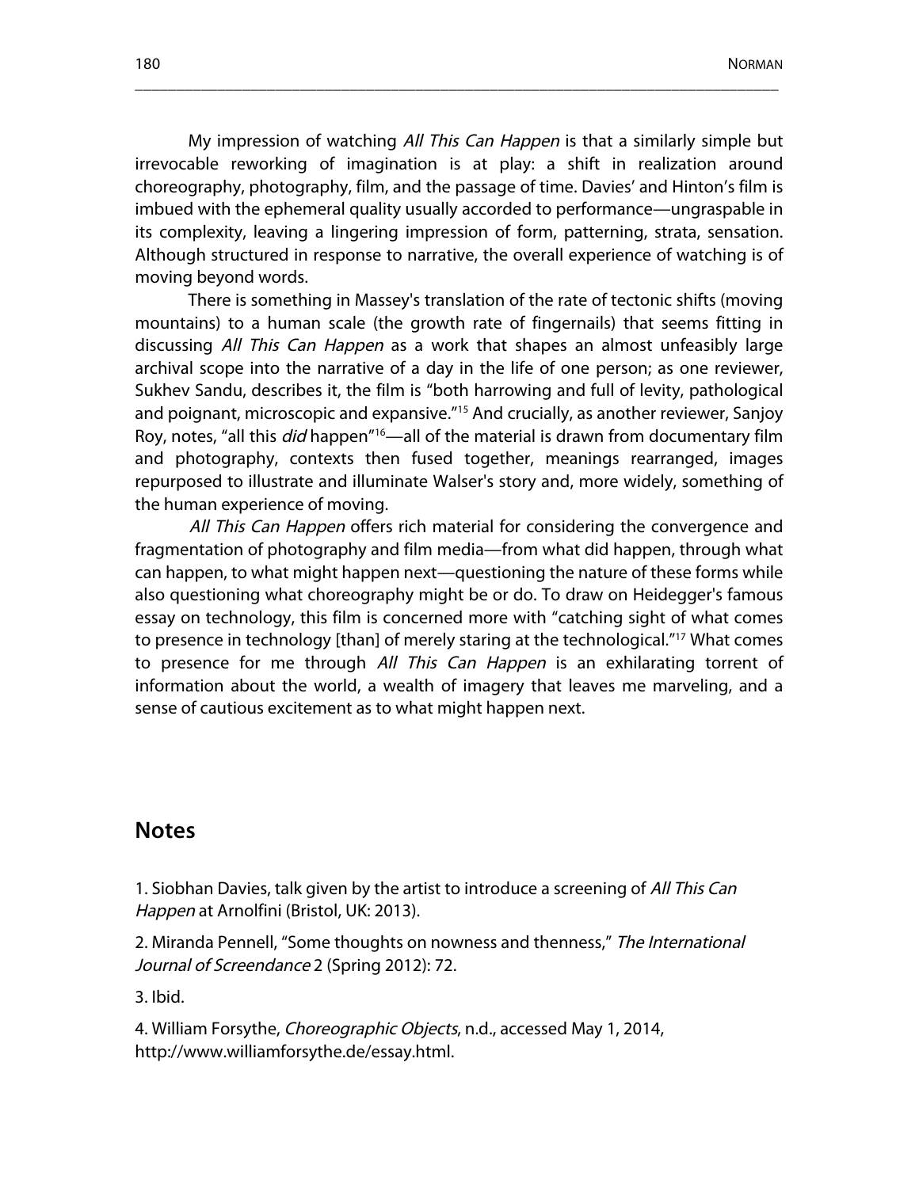My impression of watching *All This Can Happen* is that a similarly simple but irrevocable reworking of imagination is at play: a shift in realization around choreography, photography, film, and the passage of time. Davies' and Hinton's film is imbued with the ephemeral quality usually accorded to performance—ungraspable in its complexity, leaving a lingering impression of form, patterning, strata, sensation. Although structured in response to narrative, the overall experience of watching is of moving beyond words.

There is something in Massey's translation of the rate of tectonic shifts (moving mountains) to a human scale (the growth rate of fingernails) that seems fitting in discussing *All This Can Happen* as a work that shapes an almost unfeasibly large archival scope into the narrative of a day in the life of one person; as one reviewer, Sukhev Sandu, describes it, the film is "both harrowing and full of levity, pathological and poignant, microscopic and expansive."[15] And crucially, as another reviewer, Sanjoy Roy, notes, "all this *did* happen"[16]—all of the material is drawn from documentary film and photography, contexts then fused together, meanings rearranged, images repurposed to illustrate and illuminate Walser's story and, more widely, something of the human experience of moving.

*All This Can Happen* offers rich material for considering the convergence and fragmentation of photography and film media—from what did happen, through what can happen, to what might happen next—questioning the nature of these forms while also questioning what choreography might be or do. To draw on Heidegger's famous essay on technology, this film is concerned more with "catching sight of what comes to presence in technology [than] of merely staring at the technological."[17] What comes to presence for me through *All This Can Happen* is an exhilarating torrent of information about the world, a wealth of imagery that leaves me marveling, and a sense of cautious excitement as to what might happen next.

## Notes

1. Siobhan Davies, talk given by the artist to introduce a screening of *All This Can Happen* at Arnolfini (Bristol, UK: 2013).

2. Miranda Pennell, "Some thoughts on nowness and thenness," *The International Journal of Screendance* 2 (Spring 2012): 72.

3. Ibid.

4. William Forsythe, *Choreographic Objects*, n.d., accessed May 1, 2014, http://www.williamforsythe.de/essay.html.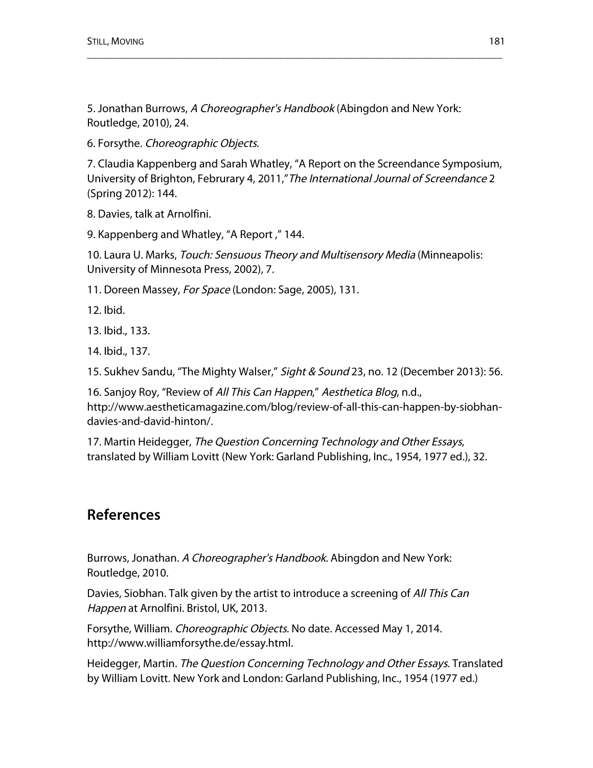5. Jonathan Burrows, *A Choreographer's Handbook* (Abingdon and New York: Routledge, 2010), 24.

6. Forsythe. *Choreographic Objects*.

7. Claudia Kappenberg and Sarah Whatley, “A Report on the Screendance Symposium, University of Brighton, Februrary 4, 2011,” *The International Journal of Screendance* 2 (Spring 2012): 144.

8. Davies, talk at Arnolfini.

9. Kappenberg and Whatley, “A Report ,” 144.

10. Laura U. Marks, *Touch: Sensuous Theory and Multisensory Media* (Minneapolis: University of Minnesota Press, 2002), 7.

11. Doreen Massey, *For Space* (London: Sage, 2005), 131.

12. Ibid.

13. Ibid., 133.

14. Ibid., 137.

15. Sukhev Sandu, “The Mighty Walser,” *Sight & Sound* 23, no. 12 (December 2013): 56.

16. Sanjoy Roy, “Review of *All This Can Happen*,” *Aesthetica Blog*, n.d., http://www.aestheticamagazine.com/blog/review-of-all-this-can-happen-by-siobhan-davies-and-david-hinton/.

17. Martin Heidegger, *The Question Concerning Technology and Other Essays*, translated by William Lovitt (New York: Garland Publishing, Inc., 1954, 1977 ed.), 32.

## References

Burrows, Jonathan. *A Choreographer's Handbook.* Abingdon and New York: Routledge, 2010.

Davies, Siobhan. Talk given by the artist to introduce a screening of *All This Can Happen* at Arnolfini. Bristol, UK, 2013.

Forsythe, William. *Choreographic Objects*. No date. Accessed May 1, 2014. http://www.williamforsythe.de/essay.html.

Heidegger, Martin. *The Question Concerning Technology and Other Essays*. Translated by William Lovitt. New York and London: Garland Publishing, Inc., 1954 (1977 ed.)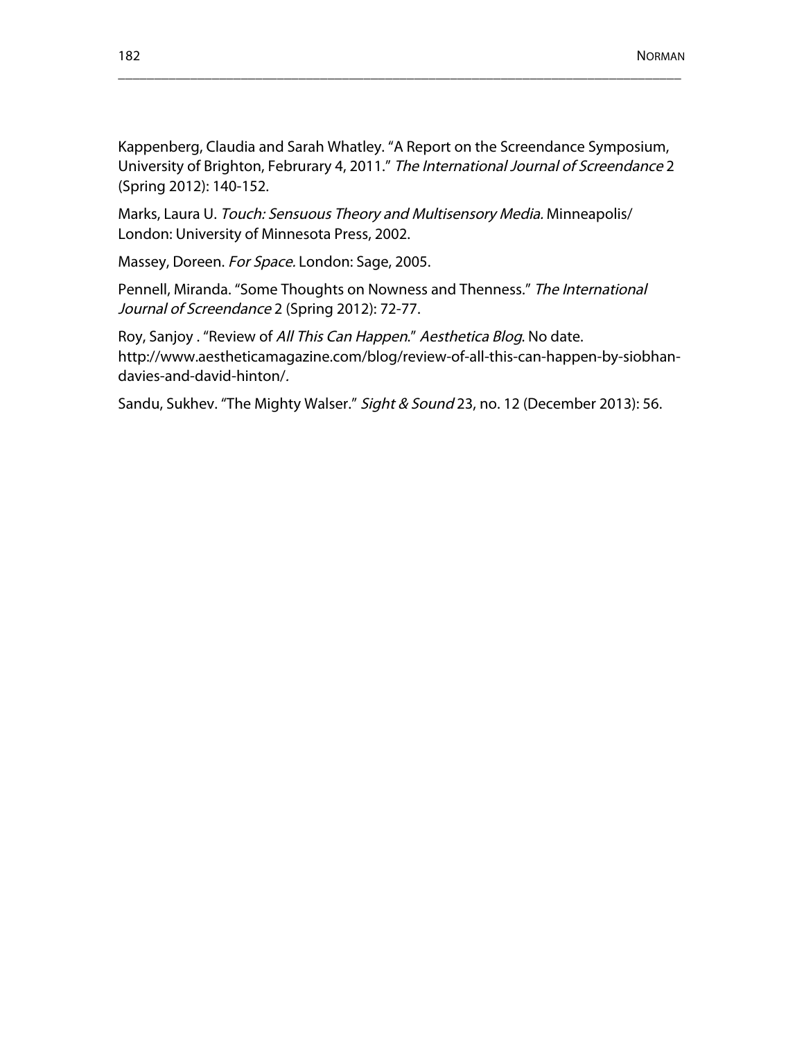Kappenberg, Claudia and Sarah Whatley. "A Report on the Screendance Symposium, University of Brighton, Februrary 4, 2011." *The International Journal of Screendance* 2 (Spring 2012): 140-152.

Marks, Laura U. *Touch: Sensuous Theory and Multisensory Media.* Minneapolis/London: University of Minnesota Press, 2002.

Massey, Doreen. *For Space.* London: Sage, 2005.

Pennell, Miranda. "Some Thoughts on Nowness and Thenness." *The International Journal of Screendance* 2 (Spring 2012): 72-77.

Roy, Sanjoy . "Review of *All This Can Happen*." *Aesthetica Blog*. No date. http://www.aestheticamagazine.com/blog/review-of-all-this-can-happen-by-siobhan-davies-and-david-hinton/.

Sandu, Sukhev. "The Mighty Walser." *Sight & Sound* 23, no. 12 (December 2013): 56.